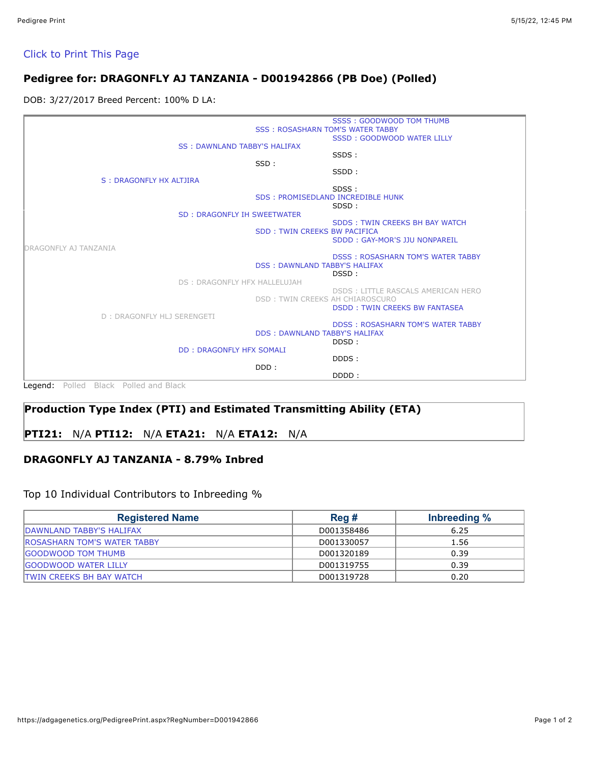Click to Print This Page

### Pedigree for: DRAGONFLY AJ TANZANIA - D001942866 (PB Doe) (Polled)

DOB: 3/27/2017 Breed Percent: 100% D LA:

SSSS : GOODWOOD TOM THUMB
SSS : ROSASHARN TOM'S WATER TABBY
SSSD : GOODWOOD WATER LILLY
SS : DAWNLAND TABBY'S HALIFAX
SSDS :
SSD :
SSDD :
S : DRAGONFLY HX ALTJIRA
SDSS :
SDS : PROMISEDLAND INCREDIBLE HUNK
SDSD :
SD : DRAGONFLY IH SWEETWATER
SDDS : TWIN CREEKS BH BAY WATCH
SDD : TWIN CREEKS BW PACIFICA
SDDD : GAY-MOR'S JJU NONPAREIL
DRAGONFLY AJ TANZANIA
DSSS : ROSASHARN TOM'S WATER TABBY
DSS : DAWNLAND TABBY'S HALIFAX
DSSD :
DS : DRAGONFLY HFX HALLELUJAH
DSDS : LITTLE RASCALS AMERICAN HERO
DSD : TWIN CREEKS AH CHIAROSCURO
DSDD : TWIN CREEKS BW FANTASEA
D : DRAGONFLY HLJ SERENGETI
DDSS : ROSASHARN TOM'S WATER TABBY
DDS : DAWNLAND TABBY'S HALIFAX
DDSD :
DD : DRAGONFLY HFX SOMALI
DDDS :
DDD :
DDDD :

Legend: Polled Black Polled and Black

### Production Type Index (PTI) and Estimated Transmitting Ability (ETA)

**PTI21:** N/A **PTI12:** N/A **ETA21:** N/A **ETA12:** N/A

### DRAGONFLY AJ TANZANIA - 8.79% Inbred

Top 10 Individual Contributors to Inbreeding %

| Registered Name | Reg # | Inbreeding % |
|---|---|---|
| DAWNLAND TABBY'S HALIFAX | D001358486 | 6.25 |
| ROSASHARN TOM'S WATER TABBY | D001330057 | 1.56 |
| GOODWOOD TOM THUMB | D001320189 | 0.39 |
| GOODWOOD WATER LILLY | D001319755 | 0.39 |
| TWIN CREEKS BH BAY WATCH | D001319728 | 0.20 |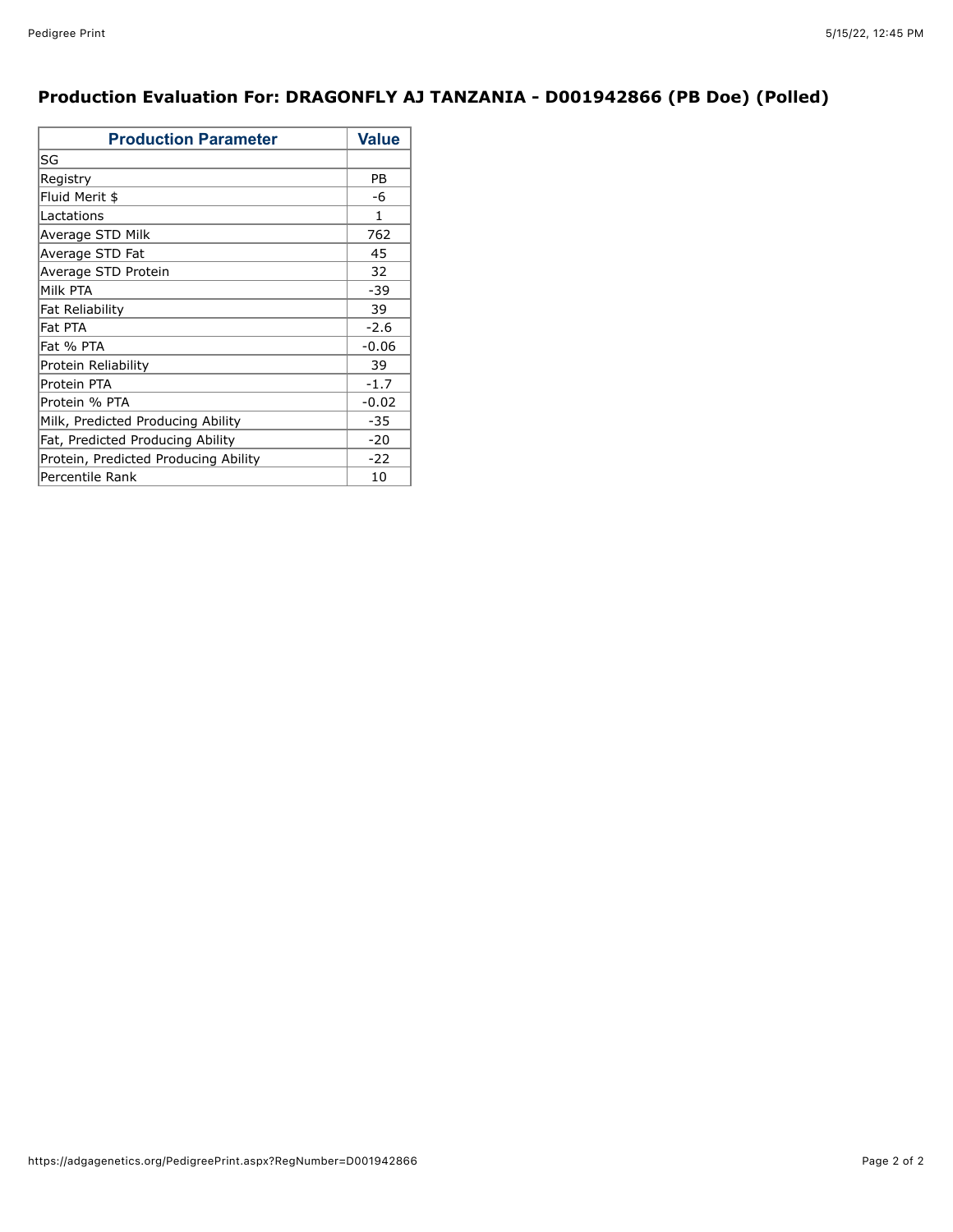## Production Evaluation For: DRAGONFLY AJ TANZANIA - D001942866 (PB Doe) (Polled)

| Production Parameter | Value |
|---|---|
| SG | |
| Registry | PB |
| Fluid Merit $ | -6 |
| Lactations | 1 |
| Average STD Milk | 762 |
| Average STD Fat | 45 |
| Average STD Protein | 32 |
| Milk PTA | -39 |
| Fat Reliability | 39 |
| Fat PTA | -2.6 |
| Fat % PTA | -0.06 |
| Protein Reliability | 39 |
| Protein PTA | -1.7 |
| Protein % PTA | -0.02 |
| Milk, Predicted Producing Ability | -35 |
| Fat, Predicted Producing Ability | -20 |
| Protein, Predicted Producing Ability | -22 |
| Percentile Rank | 10 |